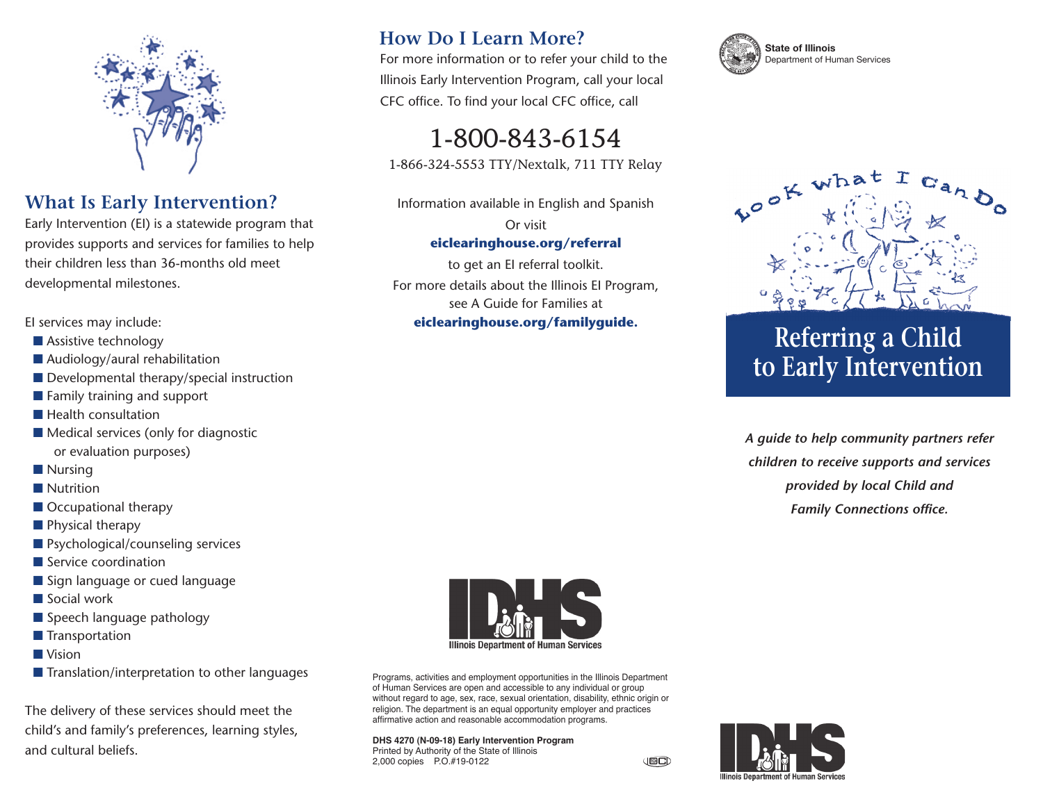## What Is Early Intervention?

Early Intervention (EI) is a statewide program that provides supports and services for families to help their children less than 36-months old meet developmental milestones.

EI services may include:

- Assistive technology
- Audiology/aural rehabilitation
- Developmental therapy/special instruction
- Family training and support
- Health consultation
- Medical services (only for diagnostic or evaluation purposes)
- Nursing
- Nutrition
- Occupational therapy
- Physical therapy
- Psychological/counseling services
- Service coordination
- Sign language or cued language
- Social work
- Speech language pathology
- Transportation
- Vision
- Translation/interpretation to other languages

The delivery of these services should meet the child's and family's preferences, learning styles, and cultural beliefs.

## How Do I Learn More?

For more information or to refer your child to the Illinois Early Intervention Program, call your local CFC office. To find your local CFC office, call

# 1-800-843-6154

1-866-324-5553 TTY/Nextalk, 711 TTY Relay

Information available in English and Spanish

Or visit

**eiclearinghouse.org/referral**

to get an EI referral toolkit.

For more details about the Illinois EI Program, see A Guide for Families at

**eiclearinghouse.org/familyguide.**

IDHS
Illinois Department of Human Services

Programs, activities and employment opportunities in the Illinois Department of Human Services are open and accessible to any individual or group without regard to age, sex, race, sexual orientation, disability, ethnic origin or religion. The department is an equal opportunity employer and practices affirmative action and reasonable accommodation programs.

**DHS 4270 (N-09-18) Early Intervention Program**
Printed by Authority of the State of Illinois
2,000 copies P.O.#19-0122

**State of Illinois**
Department of Human Services

Look what I can Do

# Referring a Child to Early Intervention

***A guide to help community partners refer children to receive supports and services provided by local Child and Family Connections office.***

IDHS
Illinois Department of Human Services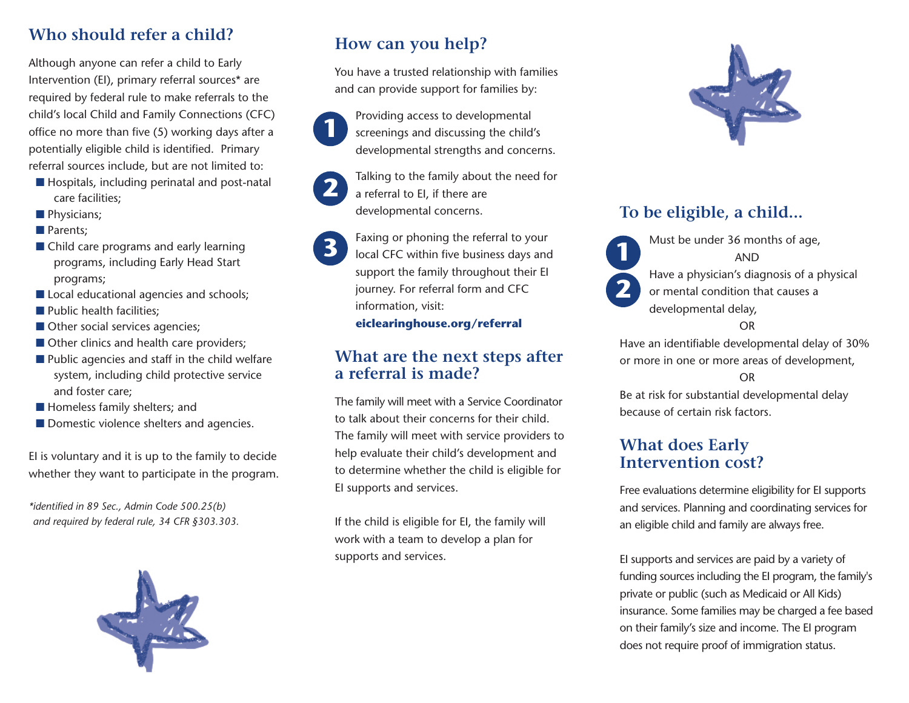## Who should refer a child?

Although anyone can refer a child to Early Intervention (EI), primary referral sources* are required by federal rule to make referrals to the child's local Child and Family Connections (CFC) office no more than five (5) working days after a potentially eligible child is identified. Primary referral sources include, but are not limited to:

- Hospitals, including perinatal and post-natal care facilities;
- Physicians;
- Parents;
- Child care programs and early learning programs, including Early Head Start programs;
- Local educational agencies and schools;
- Public health facilities;
- Other social services agencies;
- Other clinics and health care providers;
- Public agencies and staff in the child welfare system, including child protective service and foster care;
- Homeless family shelters; and
- Domestic violence shelters and agencies.

EI is voluntary and it is up to the family to decide whether they want to participate in the program.

*\*identified in 89 Sec., Admin Code 500.25(b) and required by federal rule, 34 CFR §303.303.*

## How can you help?

You have a trusted relationship with families and can provide support for families by:

1. Providing access to developmental screenings and discussing the child's developmental strengths and concerns.
2. Talking to the family about the need for a referral to EI, if there are developmental concerns.
3. Faxing or phoning the referral to your local CFC within five business days and support the family throughout their EI journey. For referral form and CFC information, visit: **eiclearinghouse.org/referral**

## What are the next steps after a referral is made?

The family will meet with a Service Coordinator to talk about their concerns for their child. The family will meet with service providers to help evaluate their child's development and to determine whether the child is eligible for EI supports and services.

If the child is eligible for EI, the family will work with a team to develop a plan for supports and services.

## To be eligible, a child...

1. Must be under 36 months of age,

AND

2. Have a physician's diagnosis of a physical or mental condition that causes a developmental delay,

OR

Have an identifiable developmental delay of 30% or more in one or more areas of development,

OR

Be at risk for substantial developmental delay because of certain risk factors.

## What does Early Intervention cost?

Free evaluations determine eligibility for EI supports and services. Planning and coordinating services for an eligible child and family are always free.

EI supports and services are paid by a variety of funding sources including the EI program, the family's private or public (such as Medicaid or All Kids) insurance. Some families may be charged a fee based on their family's size and income. The EI program does not require proof of immigration status.